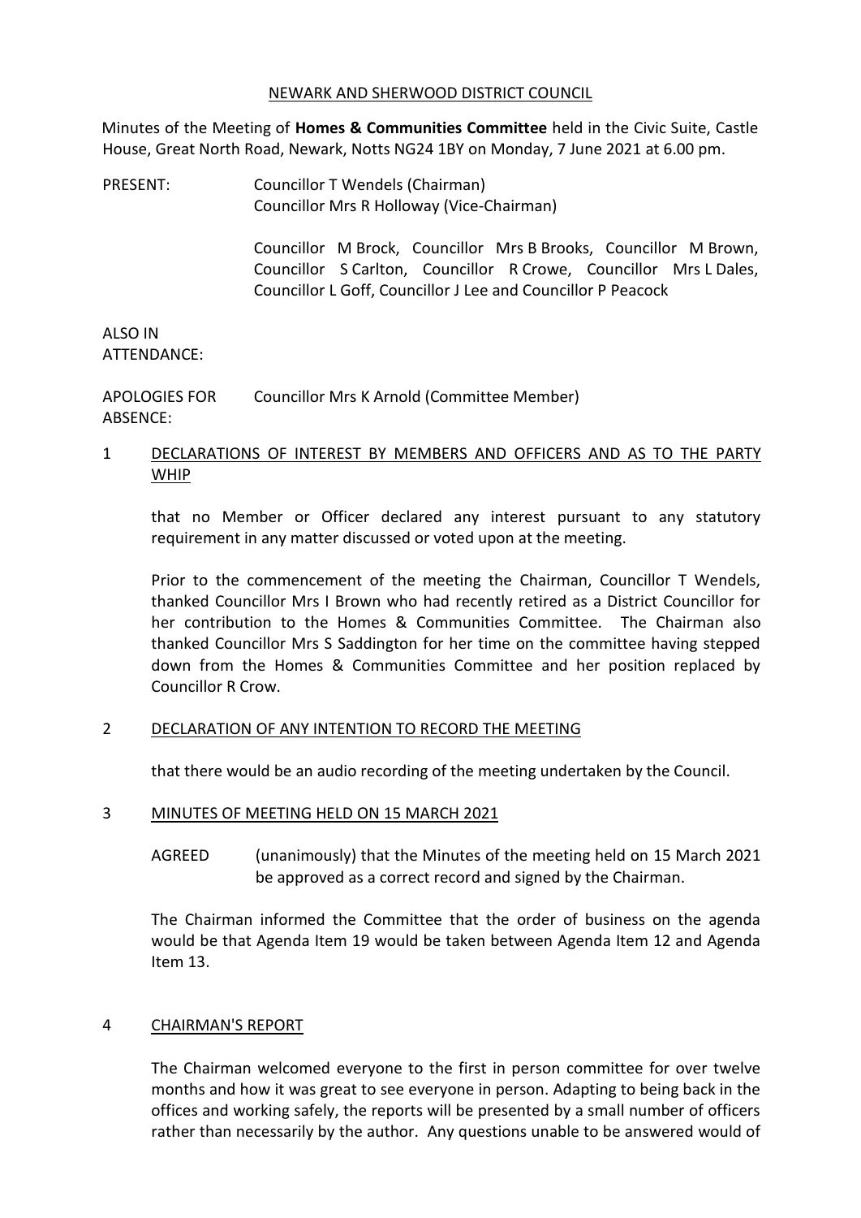NEWARK AND SHERWOOD DISTRICT COUNCIL

Minutes of the Meeting of **Homes & Communities Committee** held in the Civic Suite, Castle House, Great North Road, Newark, Notts NG24 1BY on Monday, 7 June 2021 at 6.00 pm.

PRESENT: Councillor T Wendels (Chairman)
Councillor Mrs R Holloway (Vice-Chairman)

Councillor M Brock, Councillor Mrs B Brooks, Councillor M Brown, Councillor S Carlton, Councillor R Crowe, Councillor Mrs L Dales, Councillor L Goff, Councillor J Lee and Councillor P Peacock

ALSO IN ATTENDANCE:

APOLOGIES FOR ABSENCE: Councillor Mrs K Arnold (Committee Member)

## 1 DECLARATIONS OF INTEREST BY MEMBERS AND OFFICERS AND AS TO THE PARTY WHIP

that no Member or Officer declared any interest pursuant to any statutory requirement in any matter discussed or voted upon at the meeting.

Prior to the commencement of the meeting the Chairman, Councillor T Wendels, thanked Councillor Mrs I Brown who had recently retired as a District Councillor for her contribution to the Homes & Communities Committee. The Chairman also thanked Councillor Mrs S Saddington for her time on the committee having stepped down from the Homes & Communities Committee and her position replaced by Councillor R Crow.

## 2 DECLARATION OF ANY INTENTION TO RECORD THE MEETING

that there would be an audio recording of the meeting undertaken by the Council.

## 3 MINUTES OF MEETING HELD ON 15 MARCH 2021

AGREED (unanimously) that the Minutes of the meeting held on 15 March 2021 be approved as a correct record and signed by the Chairman.

The Chairman informed the Committee that the order of business on the agenda would be that Agenda Item 19 would be taken between Agenda Item 12 and Agenda Item 13.

## 4 CHAIRMAN'S REPORT

The Chairman welcomed everyone to the first in person committee for over twelve months and how it was great to see everyone in person. Adapting to being back in the offices and working safely, the reports will be presented by a small number of officers rather than necessarily by the author. Any questions unable to be answered would of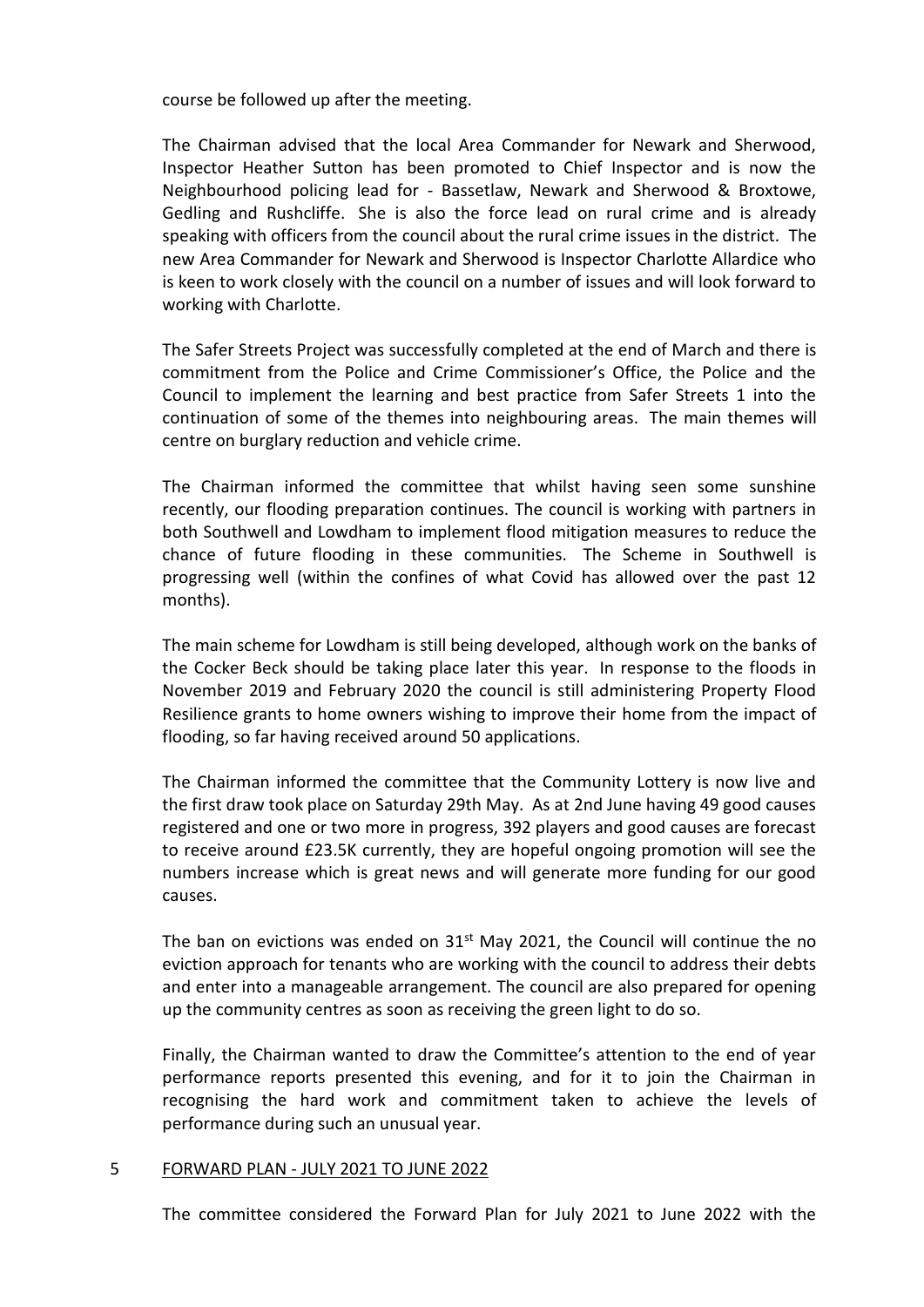course be followed up after the meeting.

The Chairman advised that the local Area Commander for Newark and Sherwood, Inspector Heather Sutton has been promoted to Chief Inspector and is now the Neighbourhood policing lead for - Bassetlaw, Newark and Sherwood & Broxtowe, Gedling and Rushcliffe. She is also the force lead on rural crime and is already speaking with officers from the council about the rural crime issues in the district. The new Area Commander for Newark and Sherwood is Inspector Charlotte Allardice who is keen to work closely with the council on a number of issues and will look forward to working with Charlotte.

The Safer Streets Project was successfully completed at the end of March and there is commitment from the Police and Crime Commissioner's Office, the Police and the Council to implement the learning and best practice from Safer Streets 1 into the continuation of some of the themes into neighbouring areas. The main themes will centre on burglary reduction and vehicle crime.

The Chairman informed the committee that whilst having seen some sunshine recently, our flooding preparation continues. The council is working with partners in both Southwell and Lowdham to implement flood mitigation measures to reduce the chance of future flooding in these communities. The Scheme in Southwell is progressing well (within the confines of what Covid has allowed over the past 12 months).

The main scheme for Lowdham is still being developed, although work on the banks of the Cocker Beck should be taking place later this year. In response to the floods in November 2019 and February 2020 the council is still administering Property Flood Resilience grants to home owners wishing to improve their home from the impact of flooding, so far having received around 50 applications.

The Chairman informed the committee that the Community Lottery is now live and the first draw took place on Saturday 29th May. As at 2nd June having 49 good causes registered and one or two more in progress, 392 players and good causes are forecast to receive around £23.5K currently, they are hopeful ongoing promotion will see the numbers increase which is great news and will generate more funding for our good causes.

The ban on evictions was ended on 31st May 2021, the Council will continue the no eviction approach for tenants who are working with the council to address their debts and enter into a manageable arrangement. The council are also prepared for opening up the community centres as soon as receiving the green light to do so.

Finally, the Chairman wanted to draw the Committee's attention to the end of year performance reports presented this evening, and for it to join the Chairman in recognising the hard work and commitment taken to achieve the levels of performance during such an unusual year.

## 5 FORWARD PLAN - JULY 2021 TO JUNE 2022

The committee considered the Forward Plan for July 2021 to June 2022 with the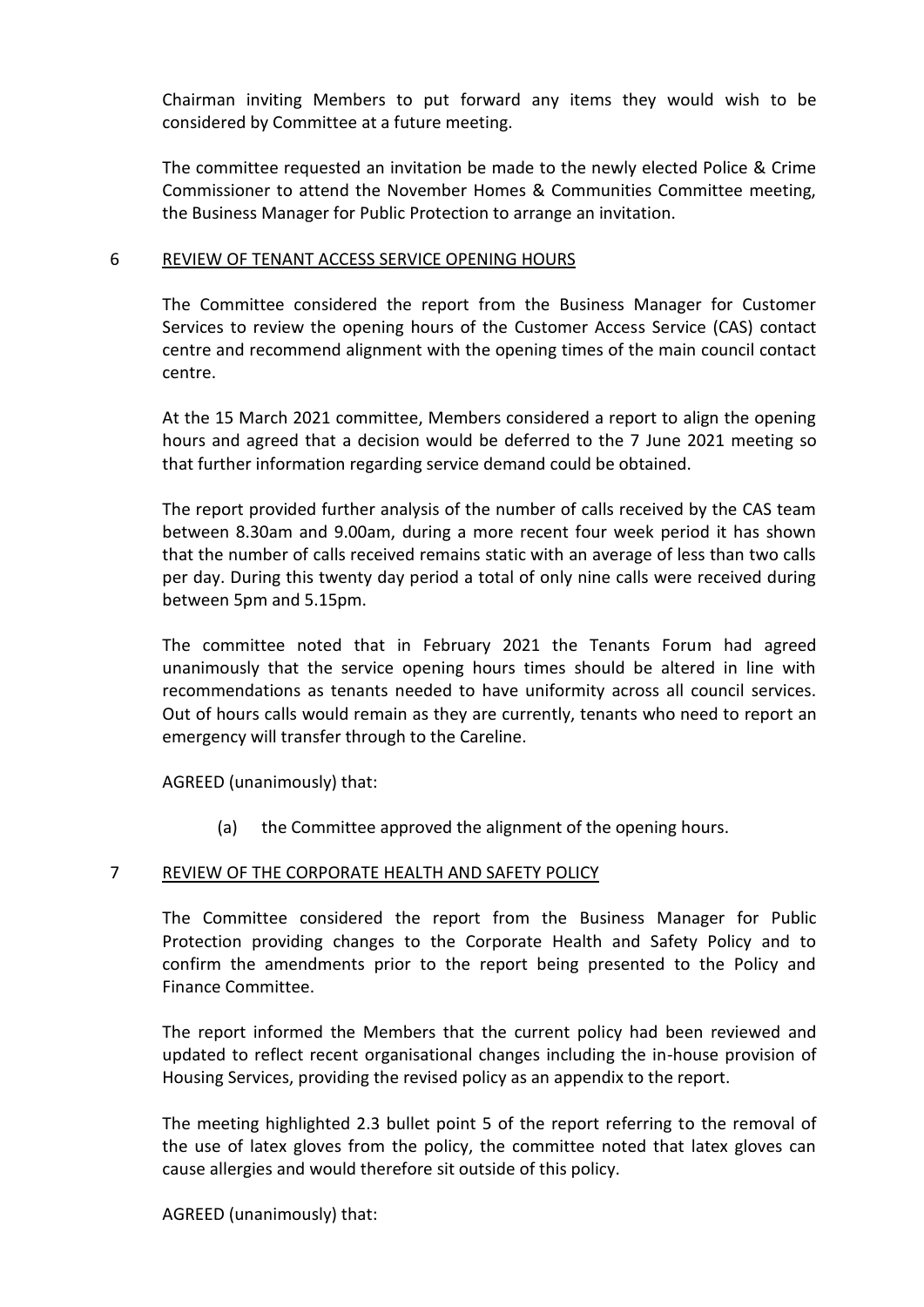Chairman inviting Members to put forward any items they would wish to be considered by Committee at a future meeting.

The committee requested an invitation be made to the newly elected Police & Crime Commissioner to attend the November Homes & Communities Committee meeting, the Business Manager for Public Protection to arrange an invitation.

## 6 REVIEW OF TENANT ACCESS SERVICE OPENING HOURS

The Committee considered the report from the Business Manager for Customer Services to review the opening hours of the Customer Access Service (CAS) contact centre and recommend alignment with the opening times of the main council contact centre.

At the 15 March 2021 committee, Members considered a report to align the opening hours and agreed that a decision would be deferred to the 7 June 2021 meeting so that further information regarding service demand could be obtained.

The report provided further analysis of the number of calls received by the CAS team between 8.30am and 9.00am, during a more recent four week period it has shown that the number of calls received remains static with an average of less than two calls per day. During this twenty day period a total of only nine calls were received during between 5pm and 5.15pm.

The committee noted that in February 2021 the Tenants Forum had agreed unanimously that the service opening hours times should be altered in line with recommendations as tenants needed to have uniformity across all council services. Out of hours calls would remain as they are currently, tenants who need to report an emergency will transfer through to the Careline.

AGREED (unanimously) that:

(a) the Committee approved the alignment of the opening hours.

## 7 REVIEW OF THE CORPORATE HEALTH AND SAFETY POLICY

The Committee considered the report from the Business Manager for Public Protection providing changes to the Corporate Health and Safety Policy and to confirm the amendments prior to the report being presented to the Policy and Finance Committee.

The report informed the Members that the current policy had been reviewed and updated to reflect recent organisational changes including the in-house provision of Housing Services, providing the revised policy as an appendix to the report.

The meeting highlighted 2.3 bullet point 5 of the report referring to the removal of the use of latex gloves from the policy, the committee noted that latex gloves can cause allergies and would therefore sit outside of this policy.

AGREED (unanimously) that: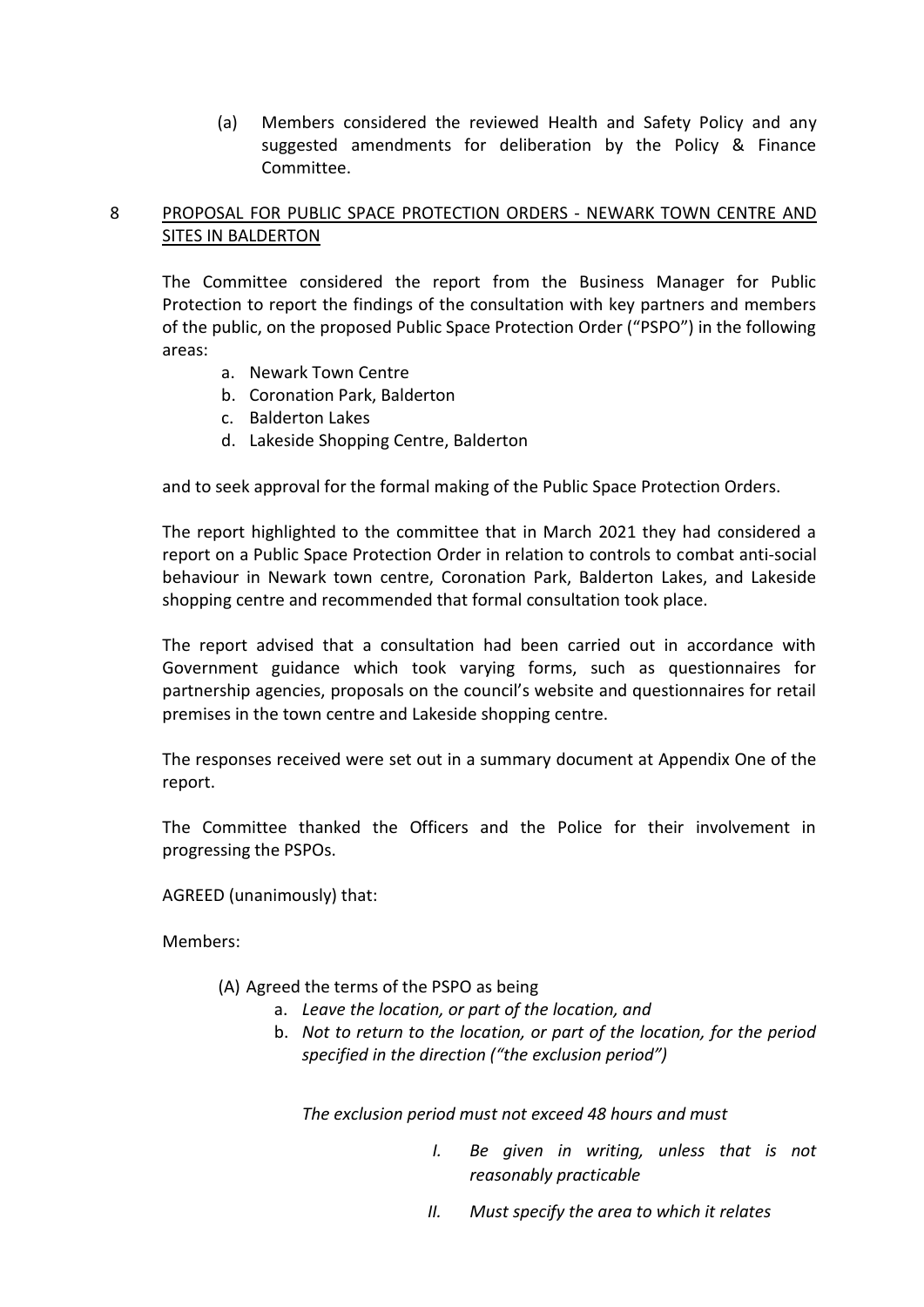(a) Members considered the reviewed Health and Safety Policy and any suggested amendments for deliberation by the Policy & Finance Committee.

## 8 PROPOSAL FOR PUBLIC SPACE PROTECTION ORDERS - NEWARK TOWN CENTRE AND SITES IN BALDERTON

The Committee considered the report from the Business Manager for Public Protection to report the findings of the consultation with key partners and members of the public, on the proposed Public Space Protection Order ("PSPO") in the following areas:

a. Newark Town Centre
b. Coronation Park, Balderton
c. Balderton Lakes
d. Lakeside Shopping Centre, Balderton

and to seek approval for the formal making of the Public Space Protection Orders.

The report highlighted to the committee that in March 2021 they had considered a report on a Public Space Protection Order in relation to controls to combat anti-social behaviour in Newark town centre, Coronation Park, Balderton Lakes, and Lakeside shopping centre and recommended that formal consultation took place.

The report advised that a consultation had been carried out in accordance with Government guidance which took varying forms, such as questionnaires for partnership agencies, proposals on the council's website and questionnaires for retail premises in the town centre and Lakeside shopping centre.

The responses received were set out in a summary document at Appendix One of the report.

The Committee thanked the Officers and the Police for their involvement in progressing the PSPOs.

AGREED (unanimously) that:

Members:

(A) Agreed the terms of the PSPO as being
   a. *Leave the location, or part of the location, and*
   b. *Not to return to the location, or part of the location, for the period specified in the direction ("the exclusion period")*

   *The exclusion period must not exceed 48 hours and must*

   I. *Be given in writing, unless that is not reasonably practicable*
   II. *Must specify the area to which it relates*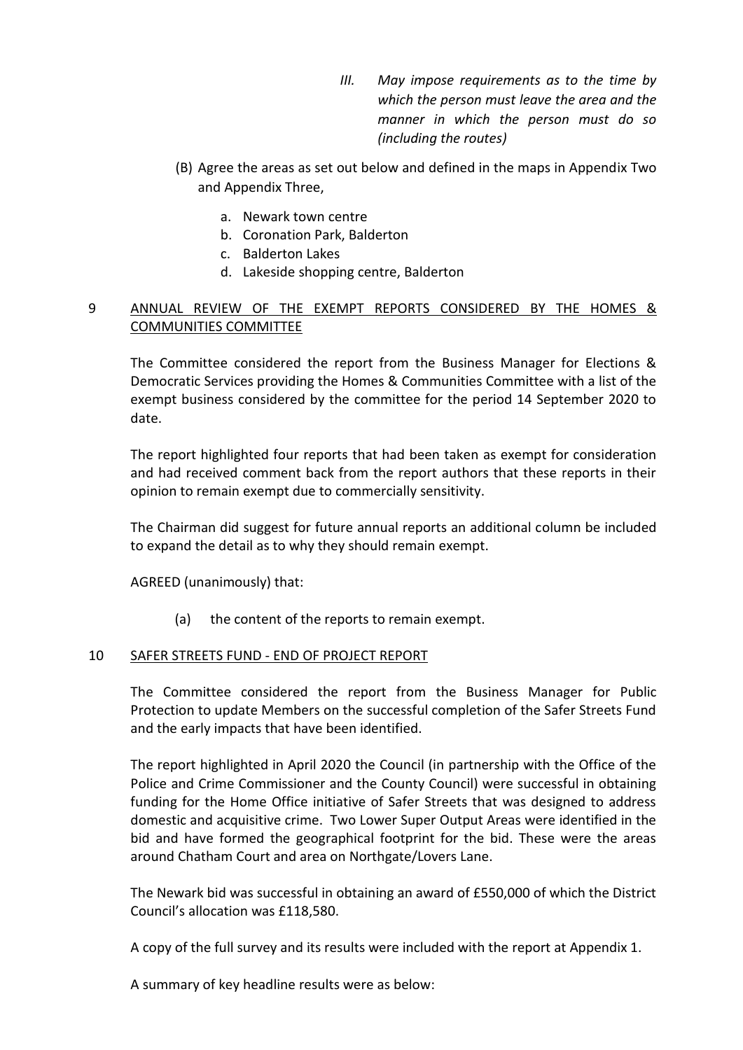*III. May impose requirements as to the time by which the person must leave the area and the manner in which the person must do so (including the routes)*

(B) Agree the areas as set out below and defined in the maps in Appendix Two and Appendix Three,

a. Newark town centre
b. Coronation Park, Balderton
c. Balderton Lakes
d. Lakeside shopping centre, Balderton

## 9 ANNUAL REVIEW OF THE EXEMPT REPORTS CONSIDERED BY THE HOMES & COMMUNITIES COMMITTEE

The Committee considered the report from the Business Manager for Elections & Democratic Services providing the Homes & Communities Committee with a list of the exempt business considered by the committee for the period 14 September 2020 to date.

The report highlighted four reports that had been taken as exempt for consideration and had received comment back from the report authors that these reports in their opinion to remain exempt due to commercially sensitivity.

The Chairman did suggest for future annual reports an additional column be included to expand the detail as to why they should remain exempt.

AGREED (unanimously) that:

(a) the content of the reports to remain exempt.

## 10 SAFER STREETS FUND - END OF PROJECT REPORT

The Committee considered the report from the Business Manager for Public Protection to update Members on the successful completion of the Safer Streets Fund and the early impacts that have been identified.

The report highlighted in April 2020 the Council (in partnership with the Office of the Police and Crime Commissioner and the County Council) were successful in obtaining funding for the Home Office initiative of Safer Streets that was designed to address domestic and acquisitive crime. Two Lower Super Output Areas were identified in the bid and have formed the geographical footprint for the bid. These were the areas around Chatham Court and area on Northgate/Lovers Lane.

The Newark bid was successful in obtaining an award of £550,000 of which the District Council's allocation was £118,580.

A copy of the full survey and its results were included with the report at Appendix 1.

A summary of key headline results were as below: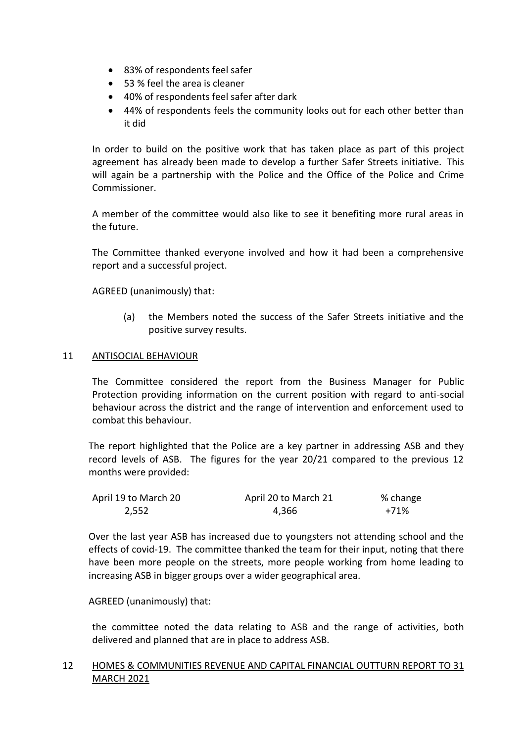- 83% of respondents feel safer
- 53 % feel the area is cleaner
- 40% of respondents feel safer after dark
- 44% of respondents feels the community looks out for each other better than it did

In order to build on the positive work that has taken place as part of this project agreement has already been made to develop a further Safer Streets initiative. This will again be a partnership with the Police and the Office of the Police and Crime Commissioner.

A member of the committee would also like to see it benefiting more rural areas in the future.

The Committee thanked everyone involved and how it had been a comprehensive report and a successful project.

AGREED (unanimously) that:

(a) the Members noted the success of the Safer Streets initiative and the positive survey results.

## 11 ANTISOCIAL BEHAVIOUR

The Committee considered the report from the Business Manager for Public Protection providing information on the current position with regard to anti-social behaviour across the district and the range of intervention and enforcement used to combat this behaviour.

The report highlighted that the Police are a key partner in addressing ASB and they record levels of ASB. The figures for the year 20/21 compared to the previous 12 months were provided:

| April 19 to March 20 | April 20 to March 21 | % change |
|---|---|---|
| 2,552 | 4,366 | +71% |

Over the last year ASB has increased due to youngsters not attending school and the effects of covid-19. The committee thanked the team for their input, noting that there have been more people on the streets, more people working from home leading to increasing ASB in bigger groups over a wider geographical area.

AGREED (unanimously) that:

the committee noted the data relating to ASB and the range of activities, both delivered and planned that are in place to address ASB.

## 12 HOMES & COMMUNITIES REVENUE AND CAPITAL FINANCIAL OUTTURN REPORT TO 31 MARCH 2021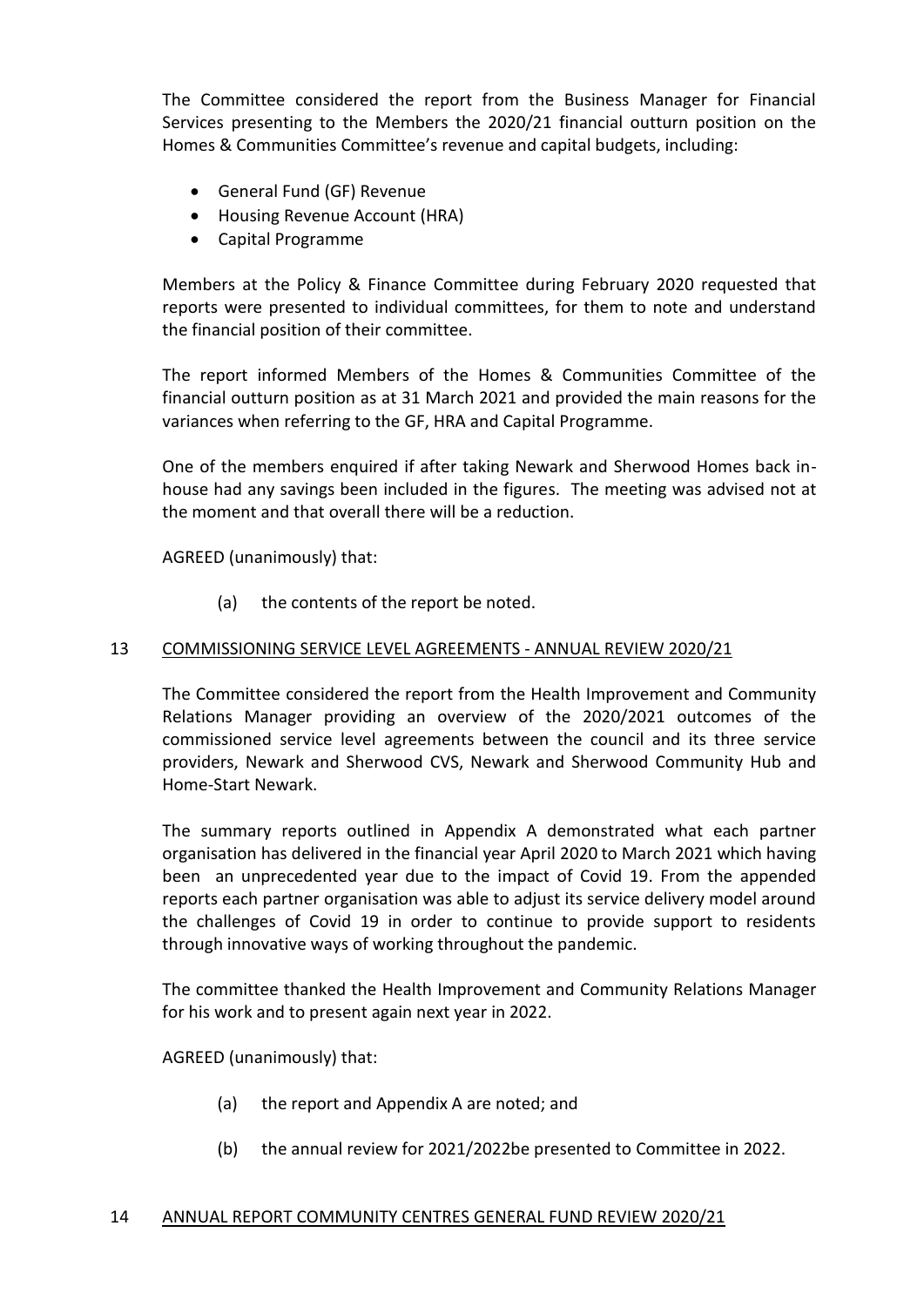The Committee considered the report from the Business Manager for Financial Services presenting to the Members the 2020/21 financial outturn position on the Homes & Communities Committee's revenue and capital budgets, including:

- General Fund (GF) Revenue
- Housing Revenue Account (HRA)
- Capital Programme

Members at the Policy & Finance Committee during February 2020 requested that reports were presented to individual committees, for them to note and understand the financial position of their committee.

The report informed Members of the Homes & Communities Committee of the financial outturn position as at 31 March 2021 and provided the main reasons for the variances when referring to the GF, HRA and Capital Programme.

One of the members enquired if after taking Newark and Sherwood Homes back in-house had any savings been included in the figures. The meeting was advised not at the moment and that overall there will be a reduction.

AGREED (unanimously) that:

(a) the contents of the report be noted.

## 13 COMMISSIONING SERVICE LEVEL AGREEMENTS - ANNUAL REVIEW 2020/21

The Committee considered the report from the Health Improvement and Community Relations Manager providing an overview of the 2020/2021 outcomes of the commissioned service level agreements between the council and its three service providers, Newark and Sherwood CVS, Newark and Sherwood Community Hub and Home-Start Newark.

The summary reports outlined in Appendix A demonstrated what each partner organisation has delivered in the financial year April 2020 to March 2021 which having been an unprecedented year due to the impact of Covid 19. From the appended reports each partner organisation was able to adjust its service delivery model around the challenges of Covid 19 in order to continue to provide support to residents through innovative ways of working throughout the pandemic.

The committee thanked the Health Improvement and Community Relations Manager for his work and to present again next year in 2022.

AGREED (unanimously) that:

(a) the report and Appendix A are noted; and

(b) the annual review for 2021/2022be presented to Committee in 2022.

## 14 ANNUAL REPORT COMMUNITY CENTRES GENERAL FUND REVIEW 2020/21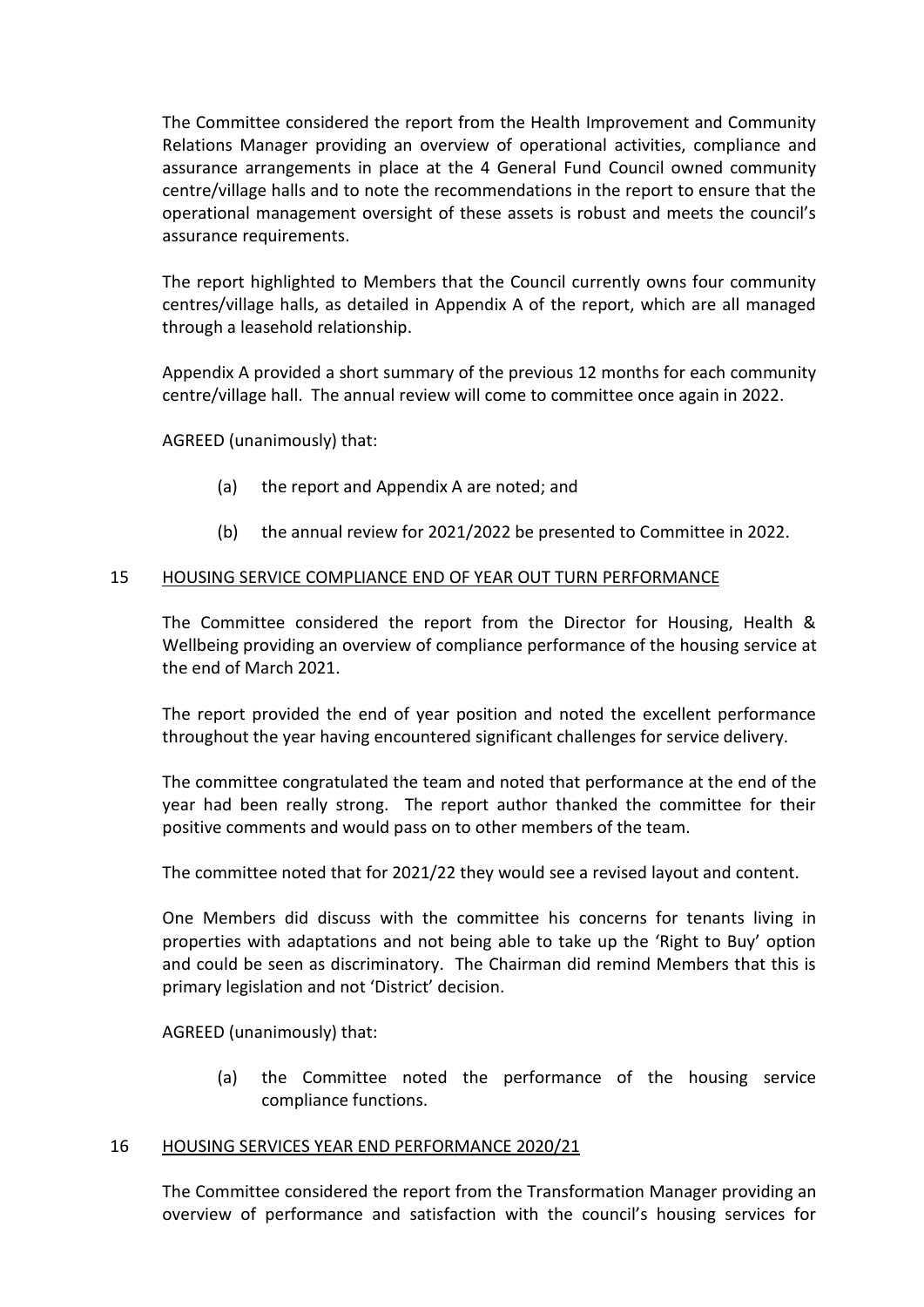The Committee considered the report from the Health Improvement and Community Relations Manager providing an overview of operational activities, compliance and assurance arrangements in place at the 4 General Fund Council owned community centre/village halls and to note the recommendations in the report to ensure that the operational management oversight of these assets is robust and meets the council's assurance requirements.

The report highlighted to Members that the Council currently owns four community centres/village halls, as detailed in Appendix A of the report, which are all managed through a leasehold relationship.

Appendix A provided a short summary of the previous 12 months for each community centre/village hall. The annual review will come to committee once again in 2022.

AGREED (unanimously) that:

(a) the report and Appendix A are noted; and

(b) the annual review for 2021/2022 be presented to Committee in 2022.

## 15 HOUSING SERVICE COMPLIANCE END OF YEAR OUT TURN PERFORMANCE

The Committee considered the report from the Director for Housing, Health & Wellbeing providing an overview of compliance performance of the housing service at the end of March 2021.

The report provided the end of year position and noted the excellent performance throughout the year having encountered significant challenges for service delivery.

The committee congratulated the team and noted that performance at the end of the year had been really strong. The report author thanked the committee for their positive comments and would pass on to other members of the team.

The committee noted that for 2021/22 they would see a revised layout and content.

One Members did discuss with the committee his concerns for tenants living in properties with adaptations and not being able to take up the 'Right to Buy' option and could be seen as discriminatory. The Chairman did remind Members that this is primary legislation and not 'District' decision.

AGREED (unanimously) that:

(a) the Committee noted the performance of the housing service compliance functions.

## 16 HOUSING SERVICES YEAR END PERFORMANCE 2020/21

The Committee considered the report from the Transformation Manager providing an overview of performance and satisfaction with the council's housing services for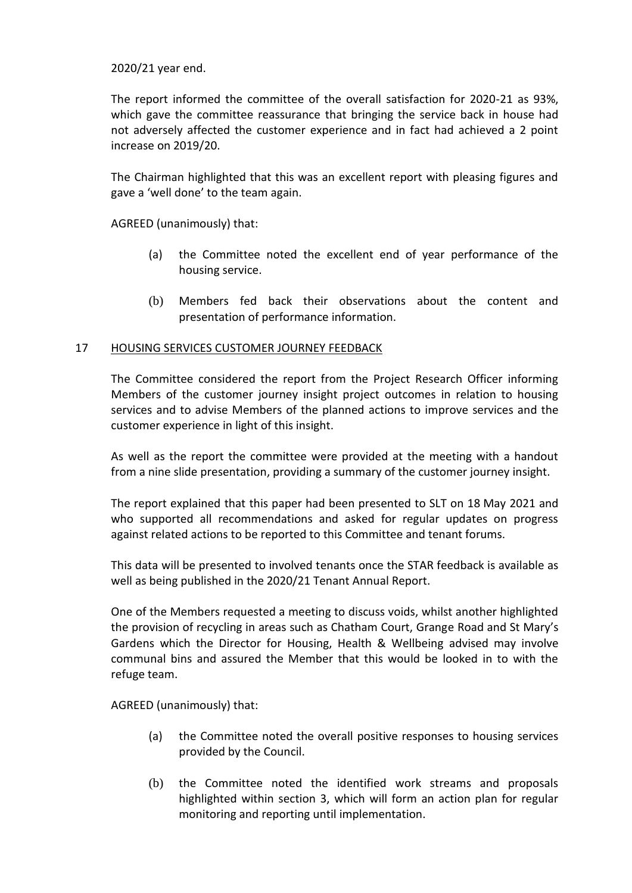2020/21 year end.

The report informed the committee of the overall satisfaction for 2020-21 as 93%, which gave the committee reassurance that bringing the service back in house had not adversely affected the customer experience and in fact had achieved a 2 point increase on 2019/20.

The Chairman highlighted that this was an excellent report with pleasing figures and gave a 'well done' to the team again.

AGREED (unanimously) that:

(a) the Committee noted the excellent end of year performance of the housing service.

(b) Members fed back their observations about the content and presentation of performance information.

## 17 HOUSING SERVICES CUSTOMER JOURNEY FEEDBACK

The Committee considered the report from the Project Research Officer informing Members of the customer journey insight project outcomes in relation to housing services and to advise Members of the planned actions to improve services and the customer experience in light of this insight.

As well as the report the committee were provided at the meeting with a handout from a nine slide presentation, providing a summary of the customer journey insight.

The report explained that this paper had been presented to SLT on 18 May 2021 and who supported all recommendations and asked for regular updates on progress against related actions to be reported to this Committee and tenant forums.

This data will be presented to involved tenants once the STAR feedback is available as well as being published in the 2020/21 Tenant Annual Report.

One of the Members requested a meeting to discuss voids, whilst another highlighted the provision of recycling in areas such as Chatham Court, Grange Road and St Mary's Gardens which the Director for Housing, Health & Wellbeing advised may involve communal bins and assured the Member that this would be looked in to with the refuge team.

AGREED (unanimously) that:

(a) the Committee noted the overall positive responses to housing services provided by the Council.

(b) the Committee noted the identified work streams and proposals highlighted within section 3, which will form an action plan for regular monitoring and reporting until implementation.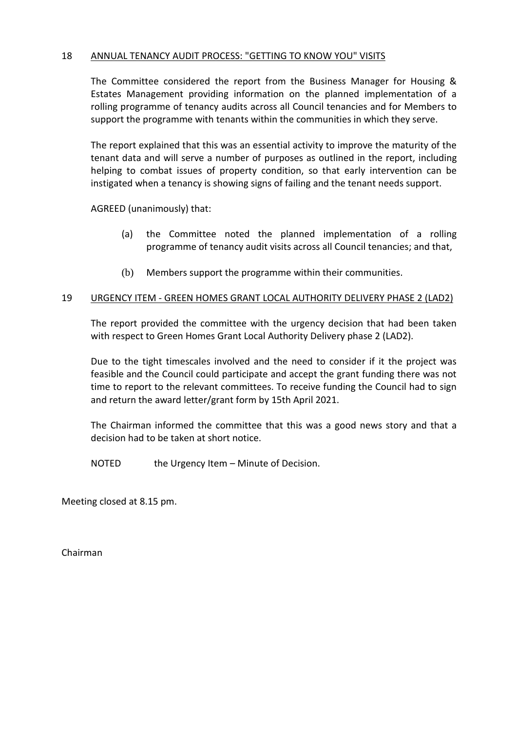## 18 ANNUAL TENANCY AUDIT PROCESS: "GETTING TO KNOW YOU" VISITS

The Committee considered the report from the Business Manager for Housing & Estates Management providing information on the planned implementation of a rolling programme of tenancy audits across all Council tenancies and for Members to support the programme with tenants within the communities in which they serve.

The report explained that this was an essential activity to improve the maturity of the tenant data and will serve a number of purposes as outlined in the report, including helping to combat issues of property condition, so that early intervention can be instigated when a tenancy is showing signs of failing and the tenant needs support.

AGREED (unanimously) that:

(a) the Committee noted the planned implementation of a rolling programme of tenancy audit visits across all Council tenancies; and that,

(b) Members support the programme within their communities.

## 19 URGENCY ITEM - GREEN HOMES GRANT LOCAL AUTHORITY DELIVERY PHASE 2 (LAD2)

The report provided the committee with the urgency decision that had been taken with respect to Green Homes Grant Local Authority Delivery phase 2 (LAD2).

Due to the tight timescales involved and the need to consider if it the project was feasible and the Council could participate and accept the grant funding there was not time to report to the relevant committees. To receive funding the Council had to sign and return the award letter/grant form by 15th April 2021.

The Chairman informed the committee that this was a good news story and that a decision had to be taken at short notice.

NOTED the Urgency Item – Minute of Decision.

Meeting closed at 8.15 pm.

Chairman